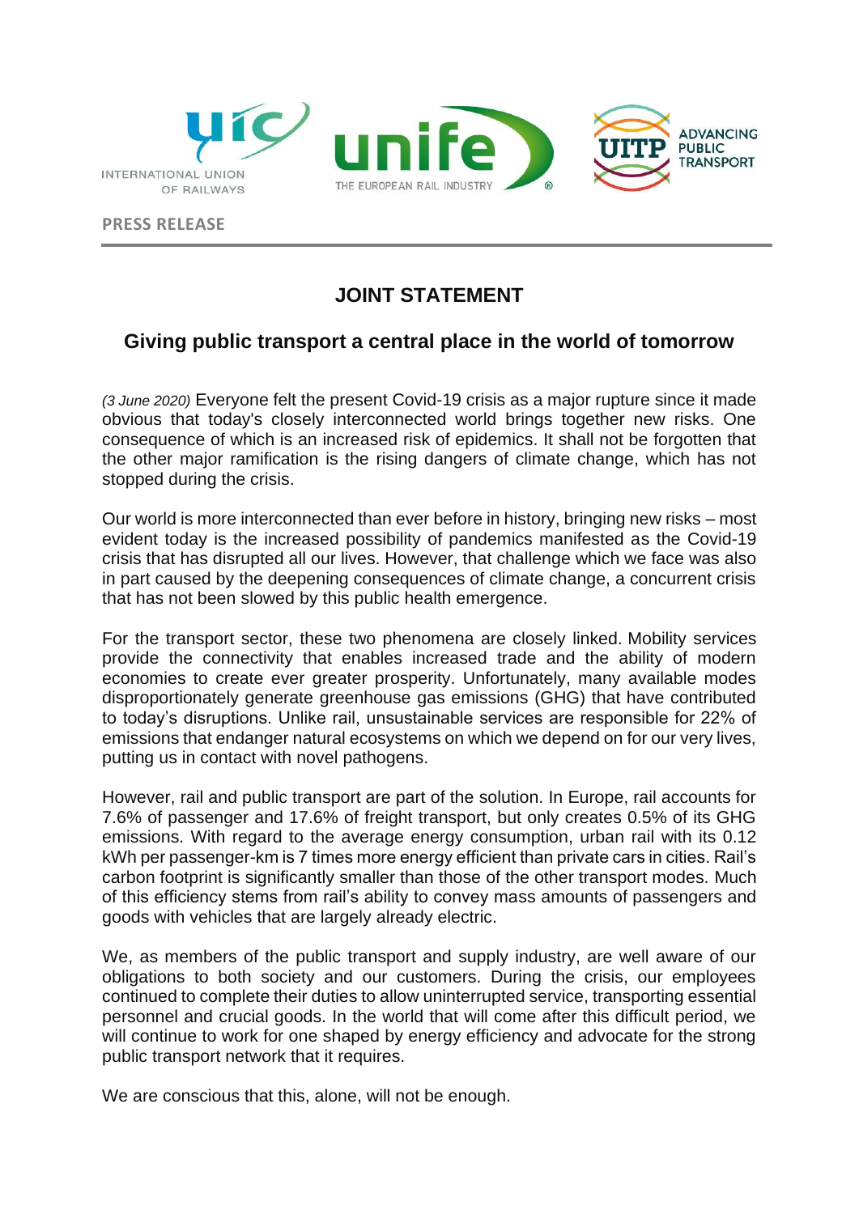INTERNATIONAL UNION OF RAILWAYS

unife THE EUROPEAN RAIL INDUSTRY

UITP ADVANCING PUBLIC TRANSPORT

**PRESS RELEASE**

# JOINT STATEMENT

## Giving public transport a central place in the world of tomorrow

*(3 June 2020)* Everyone felt the present Covid-19 crisis as a major rupture since it made obvious that today's closely interconnected world brings together new risks. One consequence of which is an increased risk of epidemics. It shall not be forgotten that the other major ramification is the rising dangers of climate change, which has not stopped during the crisis.

Our world is more interconnected than ever before in history, bringing new risks – most evident today is the increased possibility of pandemics manifested as the Covid-19 crisis that has disrupted all our lives. However, that challenge which we face was also in part caused by the deepening consequences of climate change, a concurrent crisis that has not been slowed by this public health emergence.

For the transport sector, these two phenomena are closely linked. Mobility services provide the connectivity that enables increased trade and the ability of modern economies to create ever greater prosperity. Unfortunately, many available modes disproportionately generate greenhouse gas emissions (GHG) that have contributed to today's disruptions. Unlike rail, unsustainable services are responsible for 22% of emissions that endanger natural ecosystems on which we depend on for our very lives, putting us in contact with novel pathogens.

However, rail and public transport are part of the solution. In Europe, rail accounts for 7.6% of passenger and 17.6% of freight transport, but only creates 0.5% of its GHG emissions. With regard to the average energy consumption, urban rail with its 0.12 kWh per passenger-km is 7 times more energy efficient than private cars in cities. Rail's carbon footprint is significantly smaller than those of the other transport modes. Much of this efficiency stems from rail's ability to convey mass amounts of passengers and goods with vehicles that are largely already electric.

We, as members of the public transport and supply industry, are well aware of our obligations to both society and our customers. During the crisis, our employees continued to complete their duties to allow uninterrupted service, transporting essential personnel and crucial goods. In the world that will come after this difficult period, we will continue to work for one shaped by energy efficiency and advocate for the strong public transport network that it requires.

We are conscious that this, alone, will not be enough.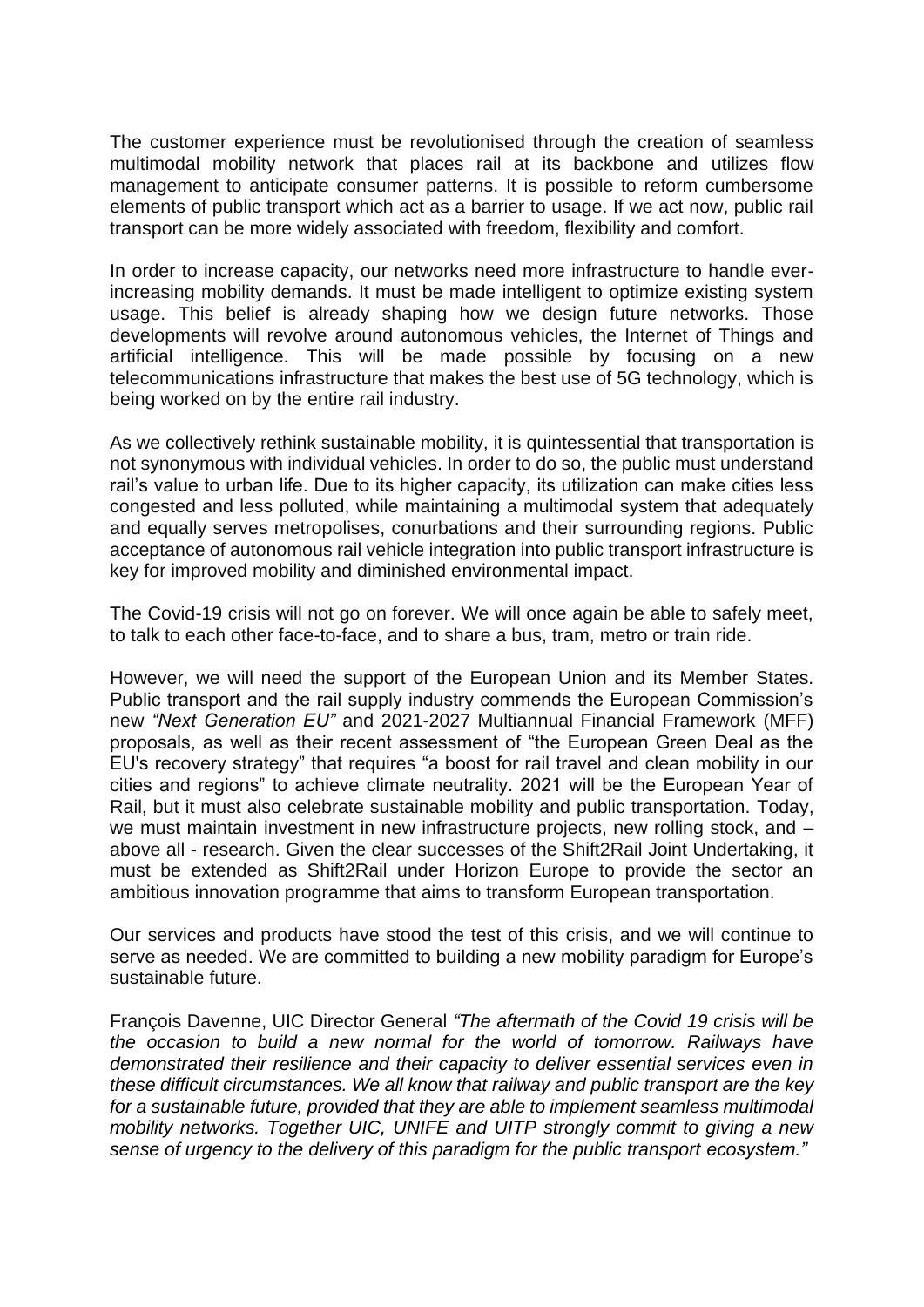The customer experience must be revolutionised through the creation of seamless multimodal mobility network that places rail at its backbone and utilizes flow management to anticipate consumer patterns. It is possible to reform cumbersome elements of public transport which act as a barrier to usage. If we act now, public rail transport can be more widely associated with freedom, flexibility and comfort.

In order to increase capacity, our networks need more infrastructure to handle ever-increasing mobility demands. It must be made intelligent to optimize existing system usage. This belief is already shaping how we design future networks. Those developments will revolve around autonomous vehicles, the Internet of Things and artificial intelligence. This will be made possible by focusing on a new telecommunications infrastructure that makes the best use of 5G technology, which is being worked on by the entire rail industry.

As we collectively rethink sustainable mobility, it is quintessential that transportation is not synonymous with individual vehicles. In order to do so, the public must understand rail's value to urban life. Due to its higher capacity, its utilization can make cities less congested and less polluted, while maintaining a multimodal system that adequately and equally serves metropolises, conurbations and their surrounding regions. Public acceptance of autonomous rail vehicle integration into public transport infrastructure is key for improved mobility and diminished environmental impact.

The Covid-19 crisis will not go on forever. We will once again be able to safely meet, to talk to each other face-to-face, and to share a bus, tram, metro or train ride.

However, we will need the support of the European Union and its Member States. Public transport and the rail supply industry commends the European Commission's new *"Next Generation EU"* and 2021-2027 Multiannual Financial Framework (MFF) proposals, as well as their recent assessment of "the European Green Deal as the EU's recovery strategy" that requires "a boost for rail travel and clean mobility in our cities and regions" to achieve climate neutrality. 2021 will be the European Year of Rail, but it must also celebrate sustainable mobility and public transportation. Today, we must maintain investment in new infrastructure projects, new rolling stock, and – above all - research. Given the clear successes of the Shift2Rail Joint Undertaking, it must be extended as Shift2Rail under Horizon Europe to provide the sector an ambitious innovation programme that aims to transform European transportation.

Our services and products have stood the test of this crisis, and we will continue to serve as needed. We are committed to building a new mobility paradigm for Europe's sustainable future.

François Davenne, UIC Director General *"The aftermath of the Covid 19 crisis will be the occasion to build a new normal for the world of tomorrow. Railways have demonstrated their resilience and their capacity to deliver essential services even in these difficult circumstances. We all know that railway and public transport are the key for a sustainable future, provided that they are able to implement seamless multimodal mobility networks. Together UIC, UNIFE and UITP strongly commit to giving a new sense of urgency to the delivery of this paradigm for the public transport ecosystem."*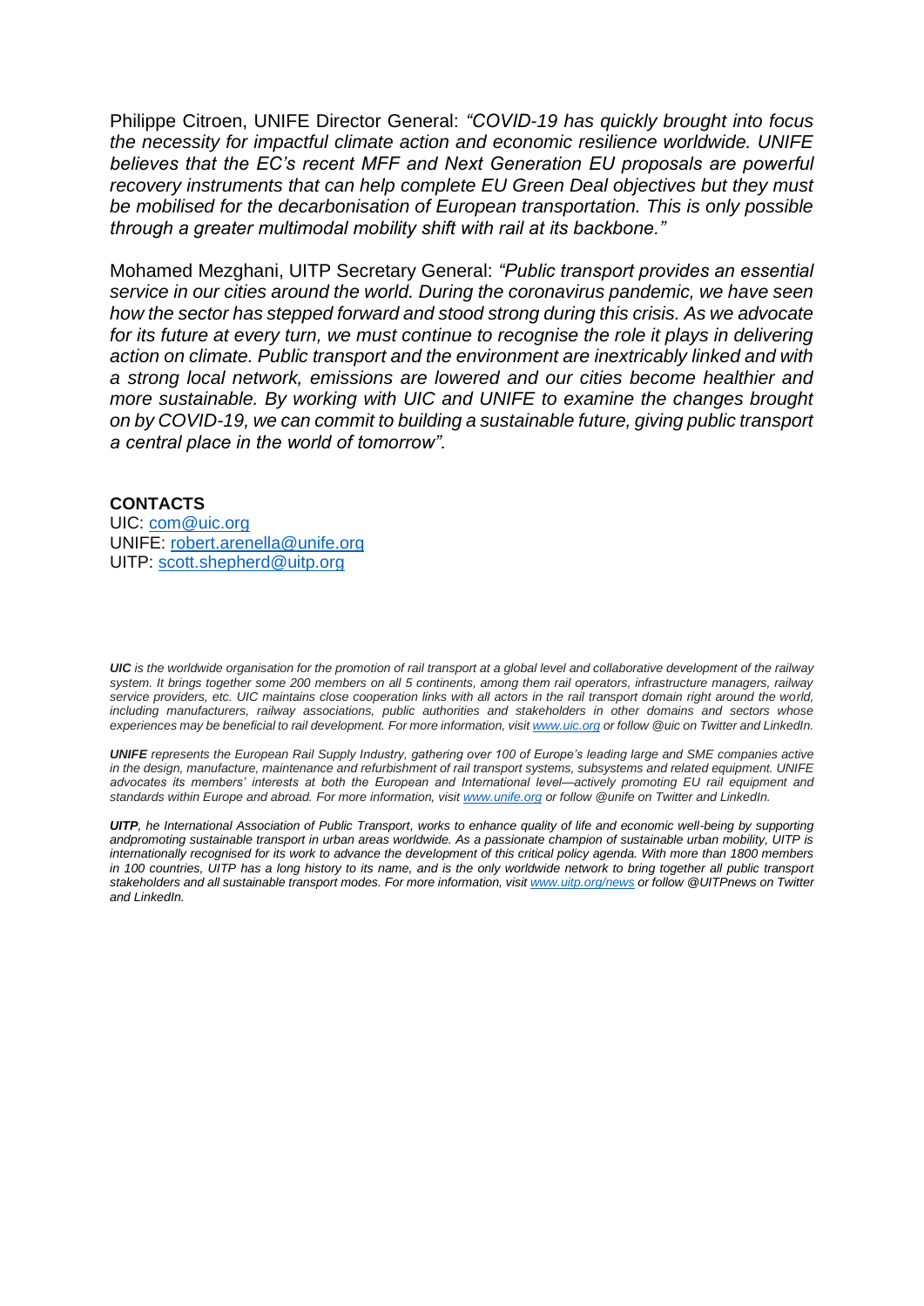Philippe Citroen, UNIFE Director General: *"COVID-19 has quickly brought into focus the necessity for impactful climate action and economic resilience worldwide. UNIFE believes that the EC's recent MFF and Next Generation EU proposals are powerful recovery instruments that can help complete EU Green Deal objectives but they must be mobilised for the decarbonisation of European transportation. This is only possible through a greater multimodal mobility shift with rail at its backbone."*

Mohamed Mezghani, UITP Secretary General: *"Public transport provides an essential service in our cities around the world. During the coronavirus pandemic, we have seen how the sector has stepped forward and stood strong during this crisis. As we advocate for its future at every turn, we must continue to recognise the role it plays in delivering action on climate. Public transport and the environment are inextricably linked and with a strong local network, emissions are lowered and our cities become healthier and more sustainable. By working with UIC and UNIFE to examine the changes brought on by COVID-19, we can commit to building a sustainable future, giving public transport a central place in the world of tomorrow".*

**CONTACTS**
UIC: com@uic.org
UNIFE: robert.arenella@unife.org
UITP: scott.shepherd@uitp.org

***UIC** is the worldwide organisation for the promotion of rail transport at a global level and collaborative development of the railway system. It brings together some 200 members on all 5 continents, among them rail operators, infrastructure managers, railway service providers, etc. UIC maintains close cooperation links with all actors in the rail transport domain right around the world, including manufacturers, railway associations, public authorities and stakeholders in other domains and sectors whose experiences may be beneficial to rail development. For more information, visit www.uic.org or follow @uic on Twitter and LinkedIn.*

***UNIFE** represents the European Rail Supply Industry, gathering over 100 of Europe's leading large and SME companies active in the design, manufacture, maintenance and refurbishment of rail transport systems, subsystems and related equipment. UNIFE advocates its members' interests at both the European and International level—actively promoting EU rail equipment and standards within Europe and abroad. For more information, visit www.unife.org or follow @unife on Twitter and LinkedIn.*

***UITP**, he International Association of Public Transport, works to enhance quality of life and economic well-being by supporting andpromoting sustainable transport in urban areas worldwide. As a passionate champion of sustainable urban mobility, UITP is internationally recognised for its work to advance the development of this critical policy agenda. With more than 1800 members in 100 countries, UITP has a long history to its name, and is the only worldwide network to bring together all public transport stakeholders and all sustainable transport modes. For more information, visit www.uitp.org/news or follow @UITPnews on Twitter and LinkedIn.*